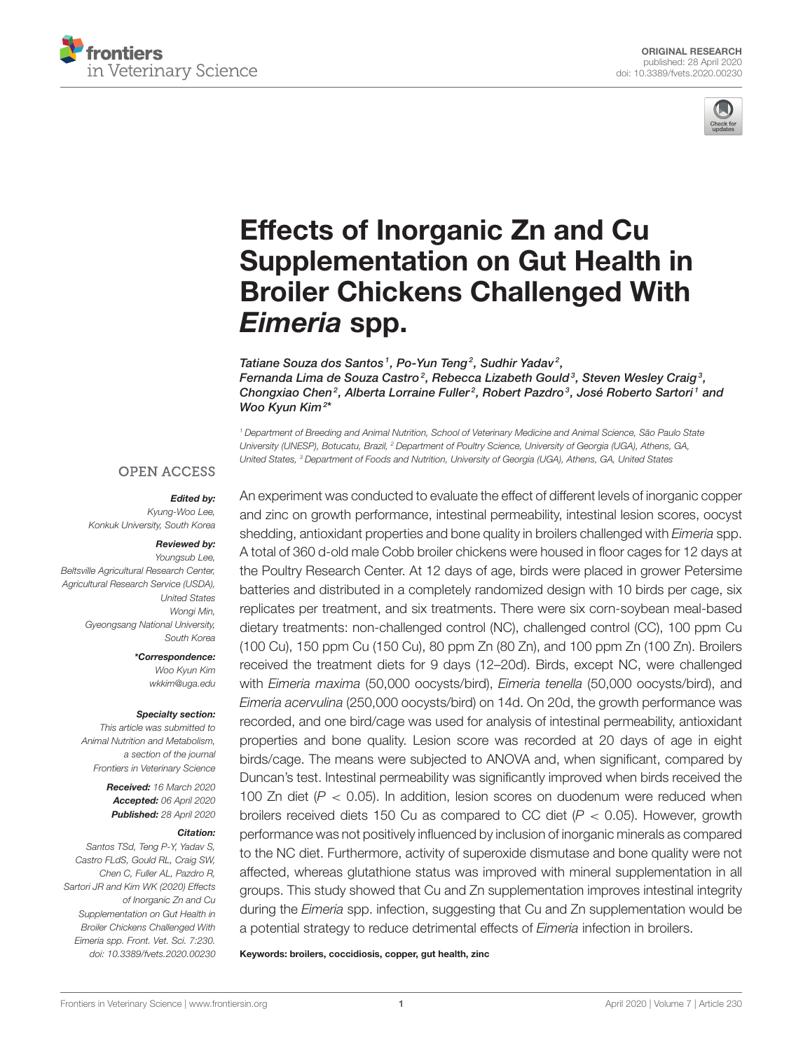ORIGINAL RESEARCH
published: 28 April 2020
doi: 10.3389/fvets.2020.00230

# Effects of Inorganic Zn and Cu Supplementation on Gut Health in Broiler Chickens Challenged With *Eimeria* spp.

*Tatiane Souza dos Santos[1], Po-Yun Teng[2], Sudhir Yadav[2], Fernanda Lima de Souza Castro[2], Rebecca Lizabeth Gould[3], Steven Wesley Craig[3], Chongxiao Chen[2], Alberta Lorraine Fuller[2], Robert Pazdro[3], José Roberto Sartori[1] and Woo Kyun Kim[2]**

[1] Department of Breeding and Animal Nutrition, School of Veterinary Medicine and Animal Science, São Paulo State University (UNESP), Botucatu, Brazil, [2] Department of Poultry Science, University of Georgia (UGA), Athens, GA, United States, [3] Department of Foods and Nutrition, University of Georgia (UGA), Athens, GA, United States

OPEN ACCESS

***Edited by:***
Kyung-Woo Lee,
Konkuk University, South Korea

***Reviewed by:***
Youngsub Lee,
Beltsville Agricultural Research Center, Agricultural Research Service (USDA), United States
Wongi Min,
Gyeongsang National University, South Korea

***\*Correspondence:***
Woo Kyun Kim
wkkim@uga.edu

***Specialty section:***
This article was submitted to Animal Nutrition and Metabolism, a section of the journal Frontiers in Veterinary Science

***Received:*** 16 March 2020
***Accepted:*** 06 April 2020
***Published:*** 28 April 2020

***Citation:***
Santos TSd, Teng P-Y, Yadav S, Castro FLdS, Gould RL, Craig SW, Chen C, Fuller AL, Pazdro R, Sartori JR and Kim WK (2020) Effects of Inorganic Zn and Cu Supplementation on Gut Health in Broiler Chickens Challenged With Eimeria spp. Front. Vet. Sci. 7:230. doi: 10.3389/fvets.2020.00230

An experiment was conducted to evaluate the effect of different levels of inorganic copper and zinc on growth performance, intestinal permeability, intestinal lesion scores, oocyst shedding, antioxidant properties and bone quality in broilers challenged with *Eimeria* spp. A total of 360 d-old male Cobb broiler chickens were housed in floor cages for 12 days at the Poultry Research Center. At 12 days of age, birds were placed in grower Petersime batteries and distributed in a completely randomized design with 10 birds per cage, six replicates per treatment, and six treatments. There were six corn-soybean meal-based dietary treatments: non-challenged control (NC), challenged control (CC), 100 ppm Cu (100 Cu), 150 ppm Cu (150 Cu), 80 ppm Zn (80 Zn), and 100 ppm Zn (100 Zn). Broilers received the treatment diets for 9 days (12–20d). Birds, except NC, were challenged with *Eimeria maxima* (50,000 oocysts/bird), *Eimeria tenella* (50,000 oocysts/bird), and *Eimeria acervulina* (250,000 oocysts/bird) on 14d. On 20d, the growth performance was recorded, and one bird/cage was used for analysis of intestinal permeability, antioxidant properties and bone quality. Lesion score was recorded at 20 days of age in eight birds/cage. The means were subjected to ANOVA and, when significant, compared by Duncan's test. Intestinal permeability was significantly improved when birds received the 100 Zn diet ($P < 0.05$). In addition, lesion scores on duodenum were reduced when broilers received diets 150 Cu as compared to CC diet ($P < 0.05$). However, growth performance was not positively influenced by inclusion of inorganic minerals as compared to the NC diet. Furthermore, activity of superoxide dismutase and bone quality were not affected, whereas glutathione status was improved with mineral supplementation in all groups. This study showed that Cu and Zn supplementation improves intestinal integrity during the *Eimeria* spp. infection, suggesting that Cu and Zn supplementation would be a potential strategy to reduce detrimental effects of *Eimeria* infection in broilers.

**Keywords: broilers, coccidiosis, copper, gut health, zinc**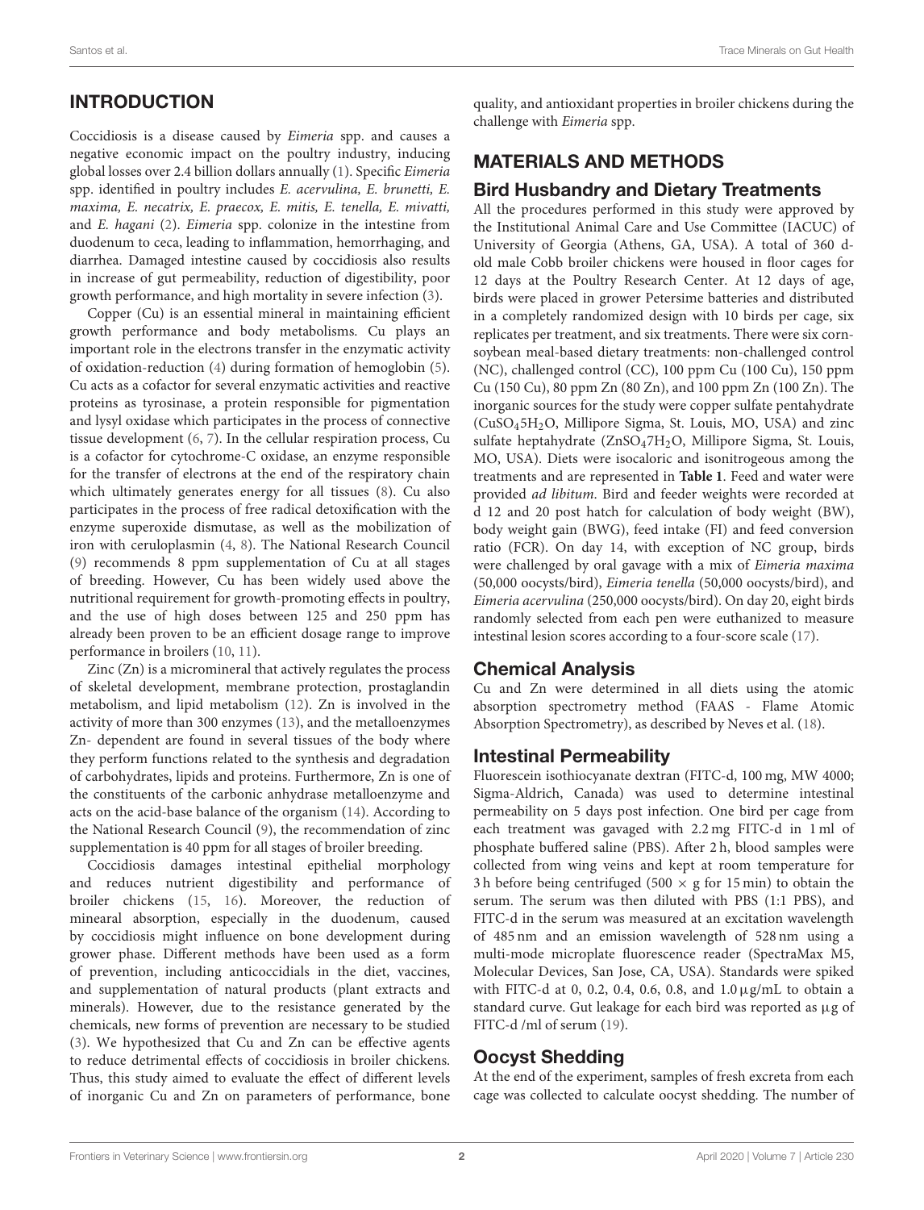## INTRODUCTION

Coccidiosis is a disease caused by *Eimeria* spp. and causes a negative economic impact on the poultry industry, inducing global losses over 2.4 billion dollars annually (1). Specific *Eimeria* spp. identified in poultry includes *E. acervulina, E. brunetti, E. maxima, E. necatrix, E. praecox, E. mitis, E. tenella, E. mivatti,* and *E. hagani* (2). *Eimeria* spp. colonize in the intestine from duodenum to ceca, leading to inflammation, hemorrhaging, and diarrhea. Damaged intestine caused by coccidiosis also results in increase of gut permeability, reduction of digestibility, poor growth performance, and high mortality in severe infection (3).

Copper (Cu) is an essential mineral in maintaining efficient growth performance and body metabolisms. Cu plays an important role in the electrons transfer in the enzymatic activity of oxidation-reduction (4) during formation of hemoglobin (5). Cu acts as a cofactor for several enzymatic activities and reactive proteins as tyrosinase, a protein responsible for pigmentation and lysyl oxidase which participates in the process of connective tissue development (6, 7). In the cellular respiration process, Cu is a cofactor for cytochrome-C oxidase, an enzyme responsible for the transfer of electrons at the end of the respiratory chain which ultimately generates energy for all tissues (8). Cu also participates in the process of free radical detoxification with the enzyme superoxide dismutase, as well as the mobilization of iron with ceruloplasmin (4, 8). The National Research Council (9) recommends 8 ppm supplementation of Cu at all stages of breeding. However, Cu has been widely used above the nutritional requirement for growth-promoting effects in poultry, and the use of high doses between 125 and 250 ppm has already been proven to be an efficient dosage range to improve performance in broilers (10, 11).

Zinc (Zn) is a micromineral that actively regulates the process of skeletal development, membrane protection, prostaglandin metabolism, and lipid metabolism (12). Zn is involved in the activity of more than 300 enzymes (13), and the metalloenzymes Zn- dependent are found in several tissues of the body where they perform functions related to the synthesis and degradation of carbohydrates, lipids and proteins. Furthermore, Zn is one of the constituents of the carbonic anhydrase metalloenzyme and acts on the acid-base balance of the organism (14). According to the National Research Council (9), the recommendation of zinc supplementation is 40 ppm for all stages of broiler breeding.

Coccidiosis damages intestinal epithelial morphology and reduces nutrient digestibility and performance of broiler chickens (15, 16). Moreover, the reduction of mineraal absorption, especially in the duodenum, caused by coccidiosis might influence on bone development during grower phase. Different methods have been used as a form of prevention, including anticoccidials in the diet, vaccines, and supplementation of natural products (plant extracts and minerals). However, due to the resistance generated by the chemicals, new forms of prevention are necessary to be studied (3). We hypothesized that Cu and Zn can be effective agents to reduce detrimental effects of coccidiosis in broiler chickens. Thus, this study aimed to evaluate the effect of different levels of inorganic Cu and Zn on parameters of performance, bone quality, and antioxidant properties in broiler chickens during the challenge with *Eimeria* spp.

## MATERIALS AND METHODS

### Bird Husbandry and Dietary Treatments

All the procedures performed in this study were approved by the Institutional Animal Care and Use Committee (IACUC) of University of Georgia (Athens, GA, USA). A total of 360 d-old male Cobb broiler chickens were housed in floor cages for 12 days at the Poultry Research Center. At 12 days of age, birds were placed in grower Petersime batteries and distributed in a completely randomized design with 10 birds per cage, six replicates per treatment, and six treatments. There were six corn-soybean meal-based dietary treatments: non-challenged control (NC), challenged control (CC), 100 ppm Cu (100 Cu), 150 ppm Cu (150 Cu), 80 ppm Zn (80 Zn), and 100 ppm Zn (100 Zn). The inorganic sources for the study were copper sulfate pentahydrate ($CuSO_45H_2O$, Millipore Sigma, St. Louis, MO, USA) and zinc sulfate heptahydrate ($ZnSO_47H_2O$, Millipore Sigma, St. Louis, MO, USA). Diets were isocaloric and isonitrogeous among the treatments and are represented in **Table 1**. Feed and water were provided *ad libitum*. Bird and feeder weights were recorded at d 12 and 20 post hatch for calculation of body weight (BW), body weight gain (BWG), feed intake (FI) and feed conversion ratio (FCR). On day 14, with exception of NC group, birds were challenged by oral gavage with a mix of *Eimeria maxima* (50,000 oocysts/bird), *Eimeria tenella* (50,000 oocysts/bird), and *Eimeria acervulina* (250,000 oocysts/bird). On day 20, eight birds randomly selected from each pen were euthanized to measure intestinal lesion scores according to a four-score scale (17).

### Chemical Analysis

Cu and Zn were determined in all diets using the atomic absorption spectrometry method (FAAS - Flame Atomic Absorption Spectrometry), as described by Neves et al. (18).

### Intestinal Permeability

Fluorescein isothiocyanate dextran (FITC-d, 100 mg, MW 4000; Sigma-Aldrich, Canada) was used to determine intestinal permeability on 5 days post infection. One bird per cage from each treatment was gavaged with 2.2 mg FITC-d in 1 ml of phosphate buffered saline (PBS). After 2 h, blood samples were collected from wing veins and kept at room temperature for 3 h before being centrifuged (500 × g for 15 min) to obtain the serum. The serum was then diluted with PBS (1:1 PBS), and FITC-d in the serum was measured at an excitation wavelength of 485 nm and an emission wavelength of 528 nm using a multi-mode microplate fluorescence reader (SpectraMax M5, Molecular Devices, San Jose, CA, USA). Standards were spiked with FITC-d at 0, 0.2, 0.4, 0.6, 0.8, and 1.0 μg/mL to obtain a standard curve. Gut leakage for each bird was reported as μg of FITC-d /ml of serum (19).

### Oocyst Shedding

At the end of the experiment, samples of fresh excreta from each cage was collected to calculate oocyst shedding. The number of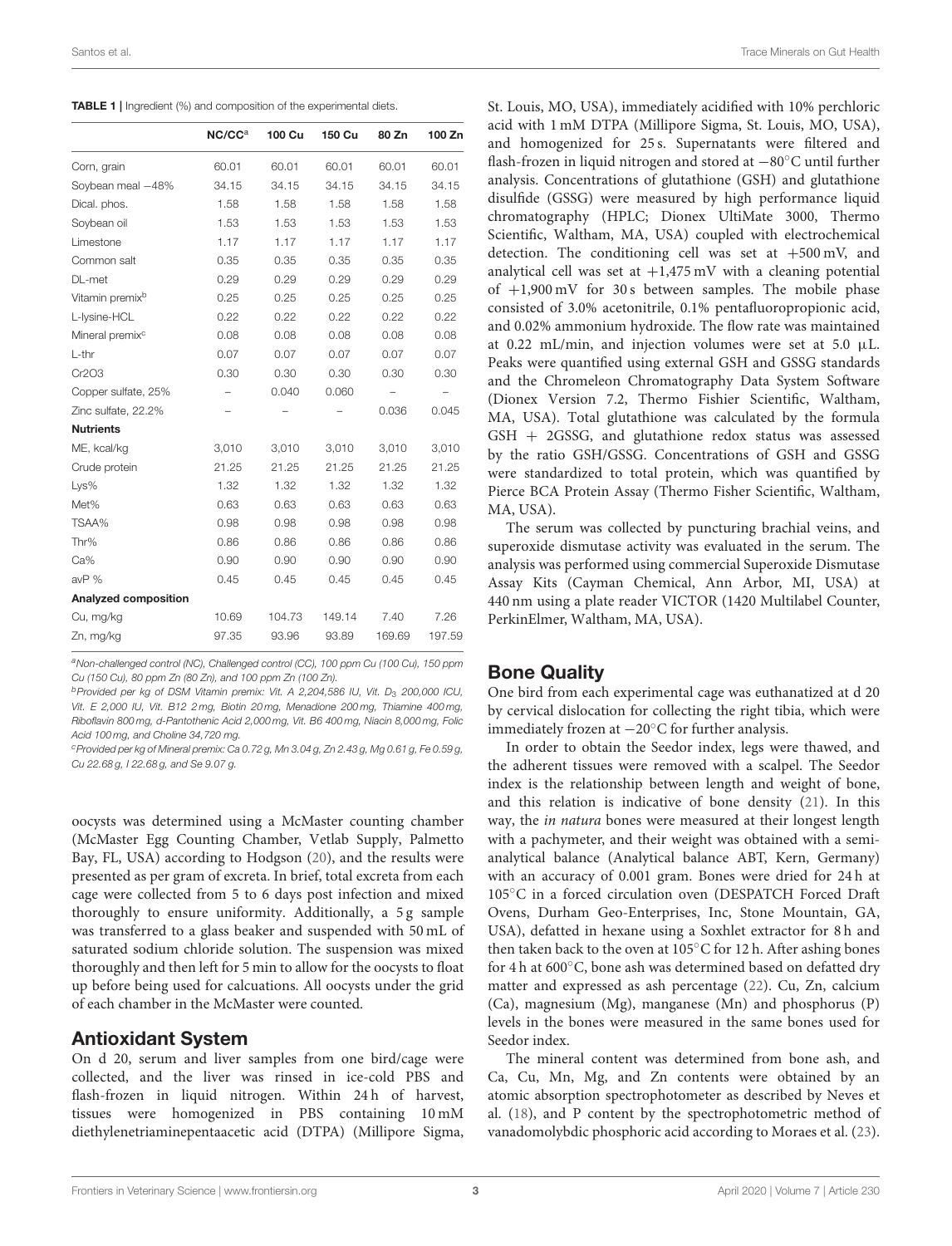**TABLE 1 |** Ingredient (%) and composition of the experimental diets.

| | NC/CC[a] | 100 Cu | 150 Cu | 80 Zn | 100 Zn |
|---|---|---|---|---|---|
| Corn, grain | 60.01 | 60.01 | 60.01 | 60.01 | 60.01 |
| Soybean meal −48% | 34.15 | 34.15 | 34.15 | 34.15 | 34.15 |
| Dical. phos. | 1.58 | 1.58 | 1.58 | 1.58 | 1.58 |
| Soybean oil | 1.53 | 1.53 | 1.53 | 1.53 | 1.53 |
| Limestone | 1.17 | 1.17 | 1.17 | 1.17 | 1.17 |
| Common salt | 0.35 | 0.35 | 0.35 | 0.35 | 0.35 |
| DL-met | 0.29 | 0.29 | 0.29 | 0.29 | 0.29 |
| Vitamin premix[b] | 0.25 | 0.25 | 0.25 | 0.25 | 0.25 |
| L-lysine-HCL | 0.22 | 0.22 | 0.22 | 0.22 | 0.22 |
| Mineral premix[c] | 0.08 | 0.08 | 0.08 | 0.08 | 0.08 |
| L-thr | 0.07 | 0.07 | 0.07 | 0.07 | 0.07 |
| Cr2O3 | 0.30 | 0.30 | 0.30 | 0.30 | 0.30 |
| Copper sulfate, 25% | – | 0.040 | 0.060 | – | – |
| Zinc sulfate, 22.2% | – | – | – | 0.036 | 0.045 |
| **Nutrients** | | | | | |
| ME, kcal/kg | 3,010 | 3,010 | 3,010 | 3,010 | 3,010 |
| Crude protein | 21.25 | 21.25 | 21.25 | 21.25 | 21.25 |
| Lys% | 1.32 | 1.32 | 1.32 | 1.32 | 1.32 |
| Met% | 0.63 | 0.63 | 0.63 | 0.63 | 0.63 |
| TSAA% | 0.98 | 0.98 | 0.98 | 0.98 | 0.98 |
| Thr% | 0.86 | 0.86 | 0.86 | 0.86 | 0.86 |
| Ca% | 0.90 | 0.90 | 0.90 | 0.90 | 0.90 |
| avP % | 0.45 | 0.45 | 0.45 | 0.45 | 0.45 |
| **Analyzed composition** | | | | | |
| Cu, mg/kg | 10.69 | 104.73 | 149.14 | 7.40 | 7.26 |
| Zn, mg/kg | 97.35 | 93.96 | 93.89 | 169.69 | 197.59 |

[a]Non-challenged control (NC), Challenged control (CC), 100 ppm Cu (100 Cu), 150 ppm Cu (150 Cu), 80 ppm Zn (80 Zn), and 100 ppm Zn (100 Zn).

[b]Provided per kg of DSM Vitamin premix: Vit. A 2,204,586 IU, Vit. $D_3$ 200,000 ICU, Vit. E 2,000 IU, Vit. B12 2 mg, Biotin 20 mg, Menadione 200 mg, Thiamine 400 mg, Riboflavin 800 mg, d-Pantothenic Acid 2,000 mg, Vit. B6 400 mg, Niacin 8,000 mg, Folic Acid 100 mg, and Choline 34,720 mg.

[c]Provided per kg of Mineral premix: Ca 0.72 g, Mn 3.04 g, Zn 2.43 g, Mg 0.61 g, Fe 0.59 g, Cu 22.68 g, I 22.68 g, and Se 9.07 g.

oocysts was determined using a McMaster counting chamber (McMaster Egg Counting Chamber, Vetlab Supply, Palmetto Bay, FL, USA) according to Hodgson (20), and the results were presented as per gram of excreta. In brief, total excreta from each cage were collected from 5 to 6 days post infection and mixed thoroughly to ensure uniformity. Additionally, a 5 g sample was transferred to a glass beaker and suspended with 50 mL of saturated sodium chloride solution. The suspension was mixed thoroughly and then left for 5 min to allow for the oocysts to float up before being used for calcuations. All oocysts under the grid of each chamber in the McMaster were counted.

## Antioxidant System

On d 20, serum and liver samples from one bird/cage were collected, and the liver was rinsed in ice-cold PBS and flash-frozen in liquid nitrogen. Within 24 h of harvest, tissues were homogenized in PBS containing 10 mM diethylenetriaminepentaacetic acid (DTPA) (Millipore Sigma, St. Louis, MO, USA), immediately acidified with 10% perchloric acid with 1 mM DTPA (Millipore Sigma, St. Louis, MO, USA), and homogenized for 25 s. Supernatants were filtered and flash-frozen in liquid nitrogen and stored at −80°C until further analysis. Concentrations of glutathione (GSH) and glutathione disulfide (GSSG) were measured by high performance liquid chromatography (HPLC; Dionex UltiMate 3000, Thermo Scientific, Waltham, MA, USA) coupled with electrochemical detection. The conditioning cell was set at +500 mV, and analytical cell was set at +1,475 mV with a cleaning potential of +1,900 mV for 30 s between samples. The mobile phase consisted of 3.0% acetonitrile, 0.1% pentafluoropropionic acid, and 0.02% ammonium hydroxide. The flow rate was maintained at 0.22 mL/min, and injection volumes were set at 5.0 µL. Peaks were quantified using external GSH and GSSG standards and the Chromeleon Chromatography Data System Software (Dionex Version 7.2, Thermo Fishier Scientific, Waltham, MA, USA). Total glutathione was calculated by the formula GSH + 2GSSG, and glutathione redox status was assessed by the ratio GSH/GSSG. Concentrations of GSH and GSSG were standardized to total protein, which was quantified by Pierce BCA Protein Assay (Thermo Fisher Scientific, Waltham, MA, USA).

The serum was collected by puncturing brachial veins, and superoxide dismutase activity was evaluated in the serum. The analysis was performed using commercial Superoxide Dismutase Assay Kits (Cayman Chemical, Ann Arbor, MI, USA) at 440 nm using a plate reader VICTOR (1420 Multilabel Counter, PerkinElmer, Waltham, MA, USA).

## Bone Quality

One bird from each experimental cage was euthanatized at d 20 by cervical dislocation for collecting the right tibia, which were immediately frozen at −20°C for further analysis.

In order to obtain the Seedor index, legs were thawed, and the adherent tissues were removed with a scalpel. The Seedor index is the relationship between length and weight of bone, and this relation is indicative of bone density (21). In this way, the *in natura* bones were measured at their longest length with a pachymeter, and their weight was obtained with a semi-analytical balance (Analytical balance ABT, Kern, Germany) with an accuracy of 0.001 gram. Bones were dried for 24 h at 105°C in a forced circulation oven (DESPATCH Forced Draft Ovens, Durham Geo-Enterprises, Inc, Stone Mountain, GA, USA), defatted in hexane using a Soxhlet extractor for 8 h and then taken back to the oven at 105°C for 12 h. After ashing bones for 4 h at 600°C, bone ash was determined based on defatted dry matter and expressed as ash percentage (22). Cu, Zn, calcium (Ca), magnesium (Mg), manganese (Mn) and phosphorus (P) levels in the bones were measured in the same bones used for Seedor index.

The mineral content was determined from bone ash, and Ca, Cu, Mn, Mg, and Zn contents were obtained by an atomic absorption spectrophotometer as described by Neves et al. (18), and P content by the spectrophotometric method of vanadomolybdic phosphoric acid according to Moraes et al. (23).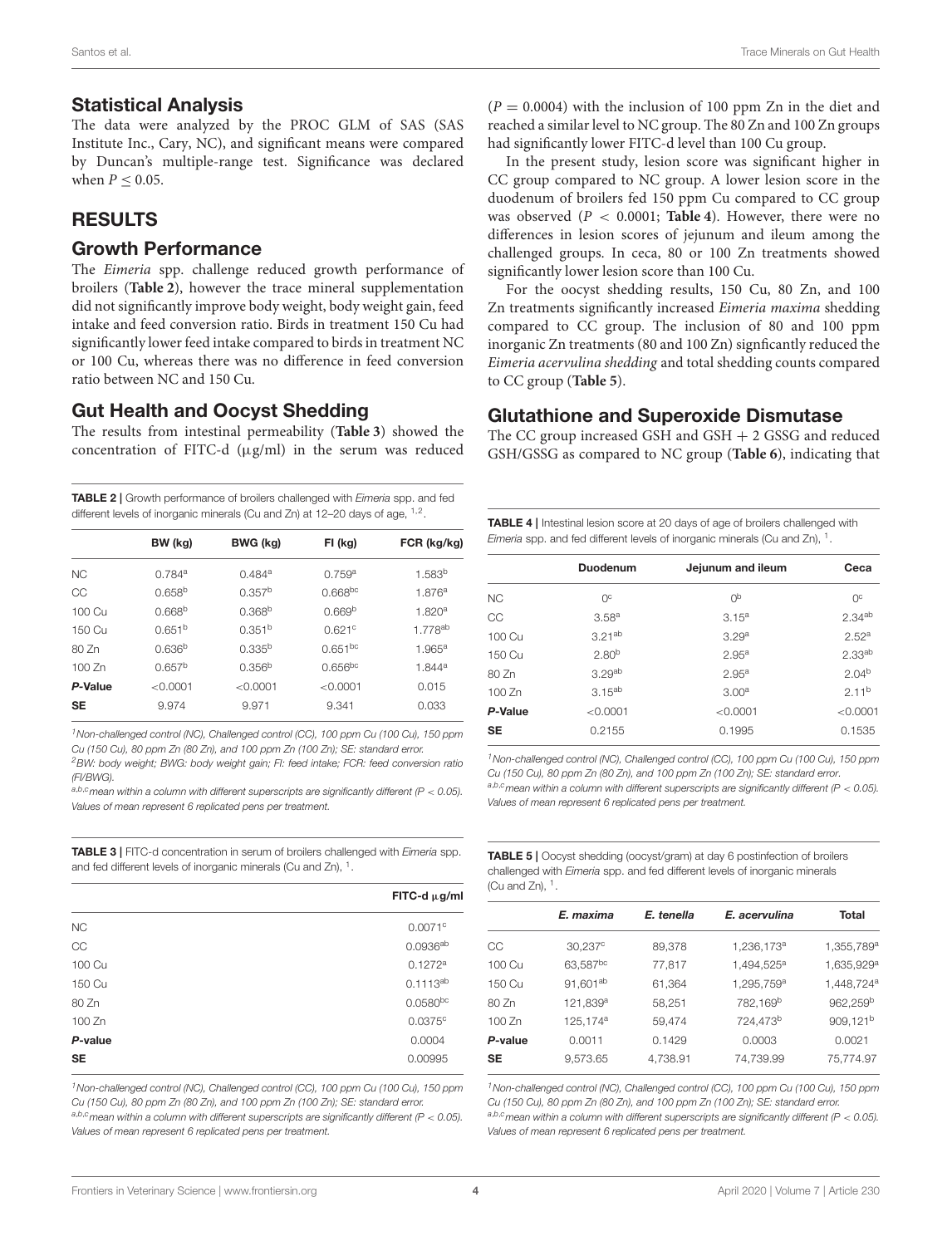## Statistical Analysis

The data were analyzed by the PROC GLM of SAS (SAS Institute Inc., Cary, NC), and significant means were compared by Duncan's multiple-range test. Significance was declared when $P \leq 0.05$.

# RESULTS

## Growth Performance

The *Eimeria* spp. challenge reduced growth performance of broilers (**Table 2**), however the trace mineral supplementation did not significantly improve body weight, body weight gain, feed intake and feed conversion ratio. Birds in treatment 150 Cu had significantly lower feed intake compared to birds in treatment NC or 100 Cu, whereas there was no difference in feed conversion ratio between NC and 150 Cu.

## Gut Health and Oocyst Shedding

The results from intestinal permeability (**Table 3**) showed the concentration of FITC-d (μg/ml) in the serum was reduced ($P = 0.0004$) with the inclusion of 100 ppm Zn in the diet and reached a similar level to NC group. The 80 Zn and 100 Zn groups had significantly lower FITC-d level than 100 Cu group.

In the present study, lesion score was significant higher in CC group compared to NC group. A lower lesion score in the duodenum of broilers fed 150 ppm Cu compared to CC group was observed ($P < 0.0001$; **Table 4**). However, there were no differences in lesion scores of jejunum and ileum among the challenged groups. In ceca, 80 or 100 Zn treatments showed significantly lower lesion score than 100 Cu.

For the oocyst shedding results, 150 Cu, 80 Zn, and 100 Zn treatments significantly increased *Eimeria maxima* shedding compared to CC group. The inclusion of 80 and 100 ppm inorganic Zn treatments (80 and 100 Zn) signficantly reduced the *Eimeria acervulina shedding* and total shedding counts compared to CC group (**Table 5**).

## Glutathione and Superoxide Dismutase

The CC group increased GSH and GSH + 2 GSSG and reduced GSH/GSSG as compared to NC group (**Table 6**), indicating that

**TABLE 2** | Growth performance of broilers challenged with *Eimeria* spp. and fed different levels of inorganic minerals (Cu and Zn) at 12–20 days of age, [1,2].

| | BW (kg) | BWG (kg) | FI (kg) | FCR (kg/kg) |
|---|---|---|---|---|
| NC | 0.784[a] | 0.484[a] | 0.759[a] | 1.583[b] |
| CC | 0.658[b] | 0.357[b] | 0.668[bc] | 1.876[a] |
| 100 Cu | 0.668[b] | 0.368[b] | 0.669[b] | 1.820[a] |
| 150 Cu | 0.651[b] | 0.351[b] | 0.621[c] | 1.778[ab] |
| 80 Zn | 0.636[b] | 0.335[b] | 0.651[bc] | 1.965[a] |
| 100 Zn | 0.657[b] | 0.356[b] | 0.656[bc] | 1.844[a] |
| ***P*-Value** | <0.0001 | <0.0001 | <0.0001 | 0.015 |
| **SE** | 9.974 | 9.971 | 9.341 | 0.033 |

[1]Non-challenged control (NC), Challenged control (CC), 100 ppm Cu (100 Cu), 150 ppm Cu (150 Cu), 80 ppm Zn (80 Zn), and 100 ppm Zn (100 Zn); SE: standard error.
[2]BW: body weight; BWG: body weight gain; FI: feed intake; FCR: feed conversion ratio (FI/BWG).
[a,b,c]mean within a column with different superscripts are significantly different ($P < 0.05$). Values of mean represent 6 replicated pens per treatment.

**TABLE 3** | FITC-d concentration in serum of broilers challenged with *Eimeria* spp. and fed different levels of inorganic minerals (Cu and Zn), [1].

| | FITC-d μg/ml |
|---|---|
| NC | 0.0071[c] |
| CC | 0.0936[ab] |
| 100 Cu | 0.1272[a] |
| 150 Cu | 0.1113[ab] |
| 80 Zn | 0.0580[bc] |
| 100 Zn | 0.0375[c] |
| ***P*-value** | 0.0004 |
| **SE** | 0.00995 |

[1]Non-challenged control (NC), Challenged control (CC), 100 ppm Cu (100 Cu), 150 ppm Cu (150 Cu), 80 ppm Zn (80 Zn), and 100 ppm Zn (100 Zn); SE: standard error.
[a,b,c]mean within a column with different superscripts are significantly different ($P < 0.05$). Values of mean represent 6 replicated pens per treatment.

**TABLE 4** | Intestinal lesion score at 20 days of age of broilers challenged with *Eimeria* spp. and fed different levels of inorganic minerals (Cu and Zn), [1].

| | Duodenum | Jejunum and ileum | Ceca |
|---|---|---|---|
| NC | 0[c] | 0[b] | 0[c] |
| CC | 3.58[a] | 3.15[a] | 2.34[ab] |
| 100 Cu | 3.21[ab] | 3.29[a] | 2.52[a] |
| 150 Cu | 2.80[b] | 2.95[a] | 2.33[ab] |
| 80 Zn | 3.29[ab] | 2.95[a] | 2.04[b] |
| 100 Zn | 3.15[ab] | 3.00[a] | 2.11[b] |
| ***P*-Value** | <0.0001 | <0.0001 | <0.0001 |
| **SE** | 0.2155 | 0.1995 | 0.1535 |

[1]Non-challenged control (NC), Challenged control (CC), 100 ppm Cu (100 Cu), 150 ppm Cu (150 Cu), 80 ppm Zn (80 Zn), and 100 ppm Zn (100 Zn); SE: standard error.
[a,b,c]mean within a column with different superscripts are significantly different ($P < 0.05$). Values of mean represent 6 replicated pens per treatment.

**TABLE 5** | Oocyst shedding (oocyst/gram) at day 6 postinfection of broilers challenged with *Eimeria* spp. and fed different levels of inorganic minerals (Cu and Zn), [1].

| | *E. maxima* | *E. tenella* | *E. acervulina* | Total |
|---|---|---|---|---|
| CC | 30,237[c] | 89,378 | 1,236,173[a] | 1,355,789[a] |
| 100 Cu | 63,587[bc] | 77,817 | 1,494,525[a] | 1,635,929[a] |
| 150 Cu | 91,601[ab] | 61,364 | 1,295,759[a] | 1,448,724[a] |
| 80 Zn | 121,839[a] | 58,251 | 782,169[b] | 962,259[b] |
| 100 Zn | 125,174[a] | 59,474 | 724,473[b] | 909,121[b] |
| ***P*-value** | 0.0011 | 0.1429 | 0.0003 | 0.0021 |
| **SE** | 9,573.65 | 4,738.91 | 74,739.99 | 75,774.97 |

[1]Non-challenged control (NC), Challenged control (CC), 100 ppm Cu (100 Cu), 150 ppm Cu (150 Cu), 80 ppm Zn (80 Zn), and 100 ppm Zn (100 Zn); SE: standard error.
[a,b,c]mean within a column with different superscripts are significantly different ($P < 0.05$). Values of mean represent 6 replicated pens per treatment.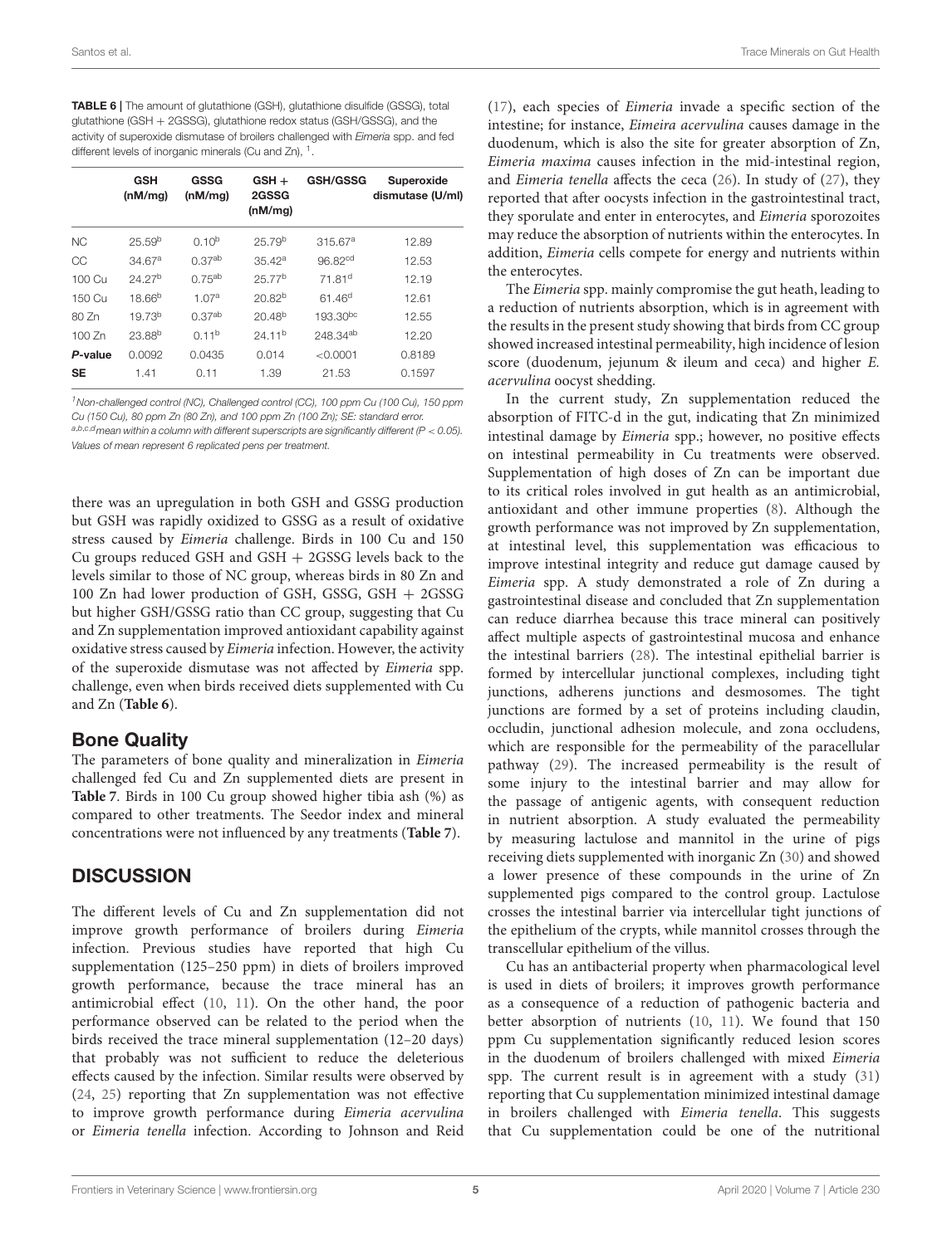**TABLE 6 |** The amount of glutathione (GSH), glutathione disulfide (GSSG), total glutathione (GSH + 2GSSG), glutathione redox status (GSH/GSSG), and the activity of superoxide dismutase of broilers challenged with *Eimeria* spp. and fed different levels of inorganic minerals (Cu and Zn), [1].

| | GSH (nM/mg) | GSSG (nM/mg) | GSH + 2GSSG (nM/mg) | GSH/GSSG | Superoxide dismutase (U/ml) |
|---|---|---|---|---|---|
| NC | 25.59[b] | 0.10[b] | 25.79[b] | 315.67[a] | 12.89 |
| CC | 34.67[a] | 0.37[ab] | 35.42[a] | 96.82[cd] | 12.53 |
| 100 Cu | 24.27[b] | 0.75[ab] | 25.77[b] | 71.81[d] | 12.19 |
| 150 Cu | 18.66[b] | 1.07[a] | 20.82[b] | 61.46[d] | 12.61 |
| 80 Zn | 19.73[b] | 0.37[ab] | 20.48[b] | 193.30[bc] | 12.55 |
| 100 Zn | 23.88[b] | 0.11[b] | 24.11[b] | 248.34[ab] | 12.20 |
| ***P*-value** | 0.0092 | 0.0435 | 0.014 | <0.0001 | 0.8189 |
| **SE** | 1.41 | 0.11 | 1.39 | 21.53 | 0.1597 |

[1]Non-challenged control (NC), Challenged control (CC), 100 ppm Cu (100 Cu), 150 ppm Cu (150 Cu), 80 ppm Zn (80 Zn), and 100 ppm Zn (100 Zn); SE: standard error.
[a,b,c,d]mean within a column with different superscripts are significantly different ($P < 0.05$). Values of mean represent 6 replicated pens per treatment.

there was an upregulation in both GSH and GSSG production but GSH was rapidly oxidized to GSSG as a result of oxidative stress caused by *Eimeria* challenge. Birds in 100 Cu and 150 Cu groups reduced GSH and GSH + 2GSSG levels back to the levels similar to those of NC group, whereas birds in 80 Zn and 100 Zn had lower production of GSH, GSSG, GSH + 2GSSG but higher GSH/GSSG ratio than CC group, suggesting that Cu and Zn supplementation improved antioxidant capability against oxidative stress caused by *Eimeria* infection. However, the activity of the superoxide dismutase was not affected by *Eimeria* spp. challenge, even when birds received diets supplemented with Cu and Zn (**Table 6**).

## Bone Quality

The parameters of bone quality and mineralization in *Eimeria* challenged fed Cu and Zn supplemented diets are present in **Table 7**. Birds in 100 Cu group showed higher tibia ash (%) as compared to other treatments. The Seedor index and mineral concentrations were not influenced by any treatments (**Table 7**).

# DISCUSSION

The different levels of Cu and Zn supplementation did not improve growth performance of broilers during *Eimeria* infection. Previous studies have reported that high Cu supplementation (125–250 ppm) in diets of broilers improved growth performance, because the trace mineral has an antimicrobial effect (10, 11). On the other hand, the poor performance observed can be related to the period when the birds received the trace mineral supplementation (12–20 days) that probably was not sufficient to reduce the deleterious effects caused by the infection. Similar results were observed by (24, 25) reporting that Zn supplementation was not effective to improve growth performance during *Eimeria acervulina* or *Eimeria tenella* infection. According to Johnson and Reid (17), each species of *Eimeria* invade a specific section of the intestine; for instance, *Eimeira acervulina* causes damage in the duodenum, which is also the site for greater absorption of Zn, *Eimeria maxima* causes infection in the mid-intestinal region, and *Eimeria tenella* affects the ceca (26). In study of (27), they reported that after oocysts infection in the gastrointestinal tract, they sporulate and enter in enterocytes, and *Eimeria* sporozoites may reduce the absorption of nutrients within the enterocytes. In addition, *Eimeria* cells compete for energy and nutrients within the enterocytes.

The *Eimeria* spp. mainly compromise the gut heath, leading to a reduction of nutrients absorption, which is in agreement with the results in the present study showing that birds from CC group showed increased intestinal permeability, high incidence of lesion score (duodenum, jejunum & ileum and ceca) and higher *E. acervulina* oocyst shedding.

In the current study, Zn supplementation reduced the absorption of FITC-d in the gut, indicating that Zn minimized intestinal damage by *Eimeria* spp.; however, no positive effects on intestinal permeability in Cu treatments were observed. Supplementation of high doses of Zn can be important due to its critical roles involved in gut health as an antimicrobial, antioxidant and other immune properties (8). Although the growth performance was not improved by Zn supplementation, at intestinal level, this supplementation was efficacious to improve intestinal integrity and reduce gut damage caused by *Eimeria* spp. A study demonstrated a role of Zn during a gastrointestinal disease and concluded that Zn supplementation can reduce diarrhea because this trace mineral can positively affect multiple aspects of gastrointestinal mucosa and enhance the intestinal barriers (28). The intestinal epithelial barrier is formed by intercellular junctional complexes, including tight junctions, adherens junctions and desmosomes. The tight junctions are formed by a set of proteins including claudin, occludin, junctional adhesion molecule, and zona occludens, which are responsible for the permeability of the paracellular pathway (29). The increased permeability is the result of some injury to the intestinal barrier and may allow for the passage of antigenic agents, with consequent reduction in nutrient absorption. A study evaluated the permeability by measuring lactulose and mannitol in the urine of pigs receiving diets supplemented with inorganic Zn (30) and showed a lower presence of these compounds in the urine of Zn supplemented pigs compared to the control group. Lactulose crosses the intestinal barrier via intercellular tight junctions of the epithelium of the crypts, while mannitol crosses through the transcellular epithelium of the villus.

Cu has an antibacterial property when pharmacological level is used in diets of broilers; it improves growth performance as a consequence of a reduction of pathogenic bacteria and better absorption of nutrients (10, 11). We found that 150 ppm Cu supplementation significantly reduced lesion scores in the duodenum of broilers challenged with mixed *Eimeria* spp. The current result is in agreement with a study (31) reporting that Cu supplementation minimized intestinal damage in broilers challenged with *Eimeria tenella*. This suggests that Cu supplementation could be one of the nutritional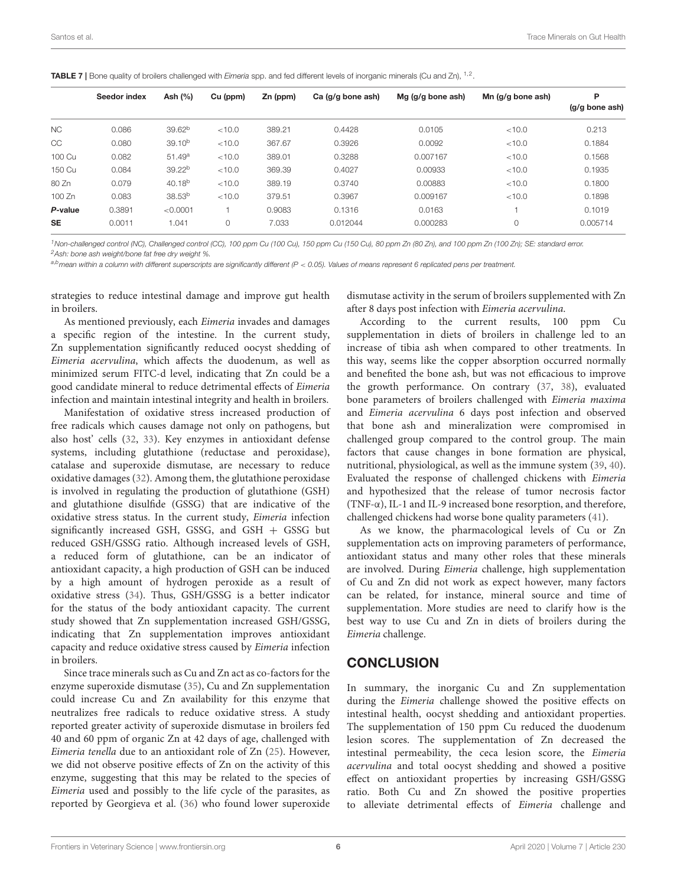**TABLE 7 |** Bone quality of broilers challenged with *Eimeria* spp. and fed different levels of inorganic minerals (Cu and Zn), [1,2].

| | Seedor index | Ash (%) | Cu (ppm) | Zn (ppm) | Ca (g/g bone ash) | Mg (g/g bone ash) | Mn (g/g bone ash) | P (g/g bone ash) |
|---|---|---|---|---|---|---|---|---|
| NC | 0.086 | 39.62[b] | <10.0 | 389.21 | 0.4428 | 0.0105 | <10.0 | 0.213 |
| CC | 0.080 | 39.10[b] | <10.0 | 367.67 | 0.3926 | 0.0092 | <10.0 | 0.1884 |
| 100 Cu | 0.082 | 51.49[a] | <10.0 | 389.01 | 0.3288 | 0.007167 | <10.0 | 0.1568 |
| 150 Cu | 0.084 | 39.22[b] | <10.0 | 369.39 | 0.4027 | 0.00933 | <10.0 | 0.1935 |
| 80 Zn | 0.079 | 40.18[b] | <10.0 | 389.19 | 0.3740 | 0.00883 | <10.0 | 0.1800 |
| 100 Zn | 0.083 | 38.53[b] | <10.0 | 379.51 | 0.3967 | 0.009167 | <10.0 | 0.1898 |
| ***P*-value** | 0.3891 | <0.0001 | 1 | 0.9083 | 0.1316 | 0.0163 | 1 | 0.1019 |
| **SE** | 0.0011 | 1.041 | 0 | 7.033 | 0.012044 | 0.000283 | 0 | 0.005714 |

[1]Non-challenged control (NC), Challenged control (CC), 100 ppm Cu (100 Cu), 150 ppm Cu (150 Cu), 80 ppm Zn (80 Zn), and 100 ppm Zn (100 Zn); SE: standard error.
[2]Ash: bone ash weight/bone fat free dry weight %.
[a,b]mean within a column with different superscripts are significantly different ($P < 0.05$). Values of means represent 6 replicated pens per treatment.

strategies to reduce intestinal damage and improve gut health in broilers.

As mentioned previously, each *Eimeria* invades and damages a specific region of the intestine. In the current study, Zn supplementation significantly reduced oocyst shedding of *Eimeria acervulina*, which affects the duodenum, as well as minimized serum FITC-d level, indicating that Zn could be a good candidate mineral to reduce detrimental effects of *Eimeria* infection and maintain intestinal integrity and health in broilers.

Manifestation of oxidative stress increased production of free radicals which causes damage not only on pathogens, but also host' cells (32, 33). Key enzymes in antioxidant defense systems, including glutathione (reductase and peroxidase), catalase and superoxide dismutase, are necessary to reduce oxidative damages (32). Among them, the glutathione peroxidase is involved in regulating the production of glutathione (GSH) and glutathione disulfide (GSSG) that are indicative of the oxidative stress status. In the current study, *Eimeria* infection significantly increased GSH, GSSG, and GSH + GSSG but reduced GSH/GSSG ratio. Although increased levels of GSH, a reduced form of glutathione, can be an indicator of antioxidant capacity, a high production of GSH can be induced by a high amount of hydrogen peroxide as a result of oxidative stress (34). Thus, GSH/GSSG is a better indicator for the status of the body antioxidant capacity. The current study showed that Zn supplementation increased GSH/GSSG, indicating that Zn supplementation improves antioxidant capacity and reduce oxidative stress caused by *Eimeria* infection in broilers.

Since trace minerals such as Cu and Zn act as co-factors for the enzyme superoxide dismutase (35), Cu and Zn supplementation could increase Cu and Zn availability for this enzyme that neutralizes free radicals to reduce oxidative stress. A study reported greater activity of superoxide dismutase in broilers fed 40 and 60 ppm of organic Zn at 42 days of age, challenged with *Eimeria tenella* due to an antioxidant role of Zn (25). However, we did not observe positive effects of Zn on the activity of this enzyme, suggesting that this may be related to the species of *Eimeria* used and possibly to the life cycle of the parasites, as reported by Georgieva et al. (36) who found lower superoxide dismutase activity in the serum of broilers supplemented with Zn after 8 days post infection with *Eimeria acervulina*.

According to the current results, 100 ppm Cu supplementation in diets of broilers in challenge led to an increase of tibia ash when compared to other treatments. In this way, seems like the copper absorption occurred normally and benefited the bone ash, but was not efficacious to improve the growth performance. On contrary (37, 38), evaluated bone parameters of broilers challenged with *Eimeria maxima* and *Eimeria acervulina* 6 days post infection and observed that bone ash and mineralization were compromised in challenged group compared to the control group. The main factors that cause changes in bone formation are physical, nutritional, physiological, as well as the immune system (39, 40). Evaluated the response of challenged chickens with *Eimeria* and hypothesized that the release of tumor necrosis factor (TNF-α), IL-1 and IL-9 increased bone resorption, and therefore, challenged chickens had worse bone quality parameters (41).

As we know, the pharmacological levels of Cu or Zn supplementation acts on improving parameters of performance, antioxidant status and many other roles that these minerals are involved. During *Eimeria* challenge, high supplementation of Cu and Zn did not work as expect however, many factors can be related, for instance, mineral source and time of supplementation. More studies are need to clarify how is the best way to use Cu and Zn in diets of broilers during the *Eimeria* challenge.

## CONCLUSION

In summary, the inorganic Cu and Zn supplementation during the *Eimeria* challenge showed the positive effects on intestinal health, oocyst shedding and antioxidant properties. The supplementation of 150 ppm Cu reduced the duodenum lesion scores. The supplementation of Zn decreased the intestinal permeability, the ceca lesion score, the *Eimeria acervulina* and total oocyst shedding and showed a positive effect on antioxidant properties by increasing GSH/GSSG ratio. Both Cu and Zn showed the positive properties to alleviate detrimental effects of *Eimeria* challenge and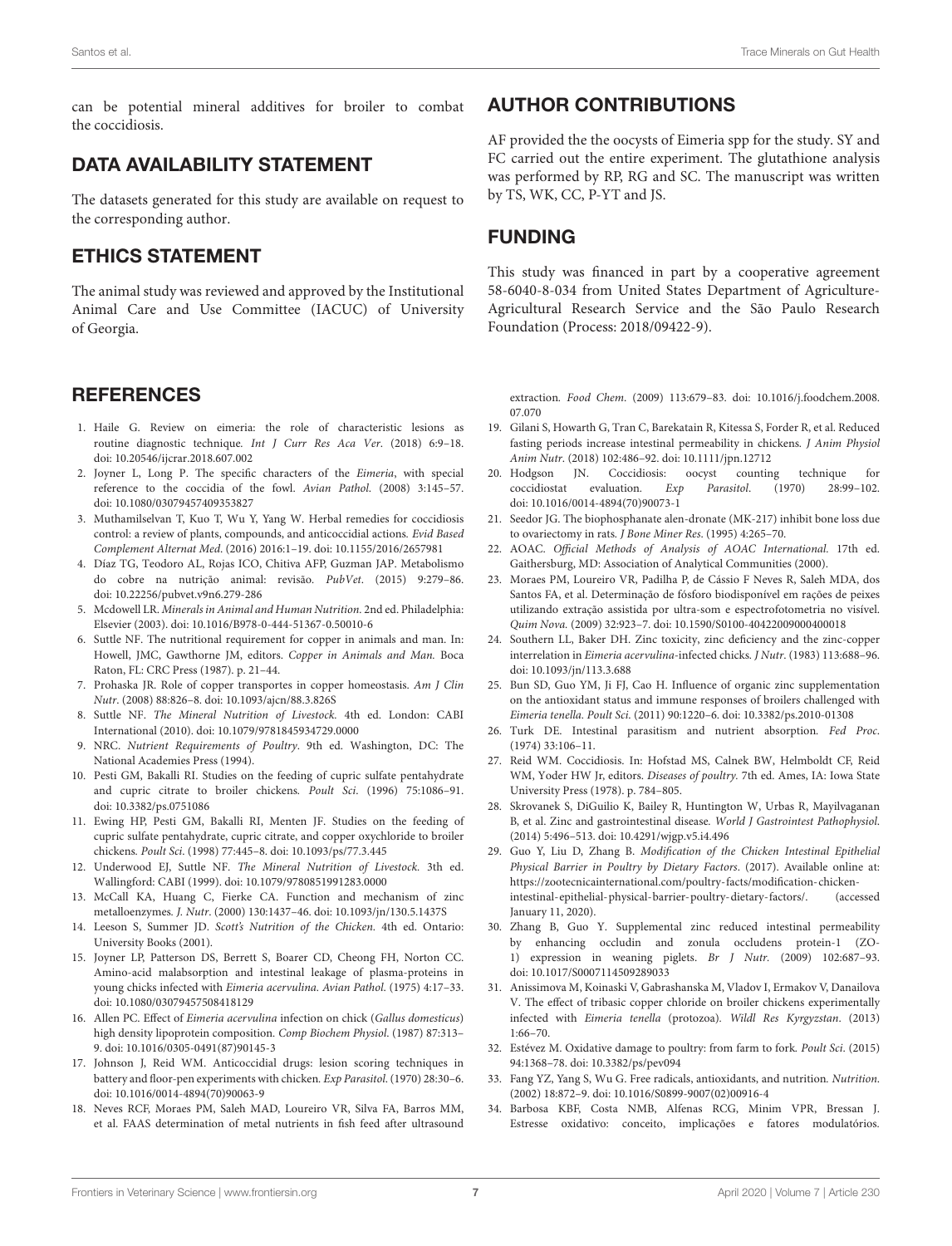can be potential mineral additives for broiler to combat the coccidiosis.

## DATA AVAILABILITY STATEMENT

The datasets generated for this study are available on request to the corresponding author.

## ETHICS STATEMENT

The animal study was reviewed and approved by the Institutional Animal Care and Use Committee (IACUC) of University of Georgia.

## AUTHOR CONTRIBUTIONS

AF provided the the oocysts of Eimeria spp for the study. SY and FC carried out the entire experiment. The glutathione analysis was performed by RP, RG and SC. The manuscript was written by TS, WK, CC, P-YT and JS.

## FUNDING

This study was financed in part by a cooperative agreement 58-6040-8-034 from United States Department of Agriculture-Agricultural Research Service and the São Paulo Research Foundation (Process: 2018/09422-9).

## REFERENCES

1. Haile G. Review on eimeria: the role of characteristic lesions as routine diagnostic technique. *Int J Curr Res Aca Ver*. (2018) 6:9–18. doi: 10.20546/ijcrar.2018.607.002
2. Joyner L, Long P. The specific characters of the *Eimeria*, with special reference to the coccidia of the fowl. *Avian Pathol*. (2008) 3:145–57. doi: 10.1080/03079457409353827
3. Muthamilselvan T, Kuo T, Wu Y, Yang W. Herbal remedies for coccidiosis control: a review of plants, compounds, and anticoccidial actions. *Evid Based Complement Alternat Med*. (2016) 2016:1–19. doi: 10.1155/2016/2657981
4. Díaz TG, Teodoro AL, Rojas ICO, Chitiva AFP, Guzman JAP. Metabolismo do cobre na nutrição animal: revisão. *PubVet*. (2015) 9:279–86. doi: 10.22256/pubvet.v9n6.279-286
5. Mcdowell LR. *Minerals in Animal and Human Nutrition*. 2nd ed. Philadelphia: Elsevier (2003). doi: 10.1016/B978-0-444-51367-0.50010-6
6. Suttle NF. The nutritional requirement for copper in animals and man. In: Howell, JMC, Gawthorne JM, editors. *Copper in Animals and Man*. Boca Raton, FL: CRC Press (1987). p. 21–44.
7. Prohaska JR. Role of copper transportes in copper homeostasis. *Am J Clin Nutr*. (2008) 88:826–8. doi: 10.1093/ajcn/88.3.826S
8. Suttle NF. *The Mineral Nutrition of Livestock*. 4th ed. London: CABI International (2010). doi: 10.1079/9781845934729.0000
9. NRC. *Nutrient Requirements of Poultry*. 9th ed. Washington, DC: The National Academies Press (1994).
10. Pesti GM, Bakalli RI. Studies on the feeding of cupric sulfate pentahydrate and cupric citrate to broiler chickens. *Poult Sci*. (1996) 75:1086–91. doi: 10.3382/ps.0751086
11. Ewing HP, Pesti GM, Bakalli RI, Menten JF. Studies on the feeding of cupric sulfate pentahydrate, cupric citrate, and copper oxychloride to broiler chickens. *Poult Sci*. (1998) 77:445–8. doi: 10.1093/ps/77.3.445
12. Underwood EJ, Suttle NF. *The Mineral Nutrition of Livestock*. 3th ed. Wallingford: CABI (1999). doi: 10.1079/9780851991283.0000
13. McCall KA, Huang C, Fierke CA. Function and mechanism of zinc metalloenzymes. *J. Nutr*. (2000) 130:1437–46. doi: 10.1093/jn/130.5.1437S
14. Leeson S, Summer JD. *Scott's Nutrition of the Chicken*. 4th ed. Ontario: University Books (2001).
15. Joyner LP, Patterson DS, Berrett S, Boarer CD, Cheong FH, Norton CC. Amino-acid malabsorption and intestinal leakage of plasma-proteins in young chicks infected with *Eimeria acervulina*. *Avian Pathol*. (1975) 4:17–33. doi: 10.1080/03079457508418129
16. Allen PC. Effect of *Eimeria acervulina* infection on chick (*Gallus domesticus*) high density lipoprotein composition. *Comp Biochem Physiol*. (1987) 87:313–9. doi: 10.1016/0305-0491(87)90145-3
17. Johnson J, Reid WM. Anticoccidial drugs: lesion scoring techniques in battery and floor-pen experiments with chicken. *Exp Parasitol*. (1970) 28:30–6. doi: 10.1016/0014-4894(70)90063-9
18. Neves RCF, Moraes PM, Saleh MAD, Loureiro VR, Silva FA, Barros MM, et al. FAAS determination of metal nutrients in fish feed after ultrasound extraction. *Food Chem*. (2009) 113:679–83. doi: 10.1016/j.foodchem.2008.07.070
19. Gilani S, Howarth G, Tran C, Barekatain R, Kitessa S, Forder R, et al. Reduced fasting periods increase intestinal permeability in chickens. *J Anim Physiol Anim Nutr*. (2018) 102:486–92. doi: 10.1111/jpn.12712
20. Hodgson JN. Coccidiosis: oocyst counting technique for coccidiostat evaluation. *Exp Parasitol*. (1970) 28:99–102. doi: 10.1016/0014-4894(70)90073-1
21. Seedor JG. The biophosphanate alen-dronate (MK-217) inhibit bone loss due to ovariectomy in rats. *J Bone Miner Res*. (1995) 4:265–70.
22. AOAC. *Official Methods of Analysis of AOAC International*. 17th ed. Gaithersburg, MD: Association of Analytical Communities (2000).
23. Moraes PM, Loureiro VR, Padilha P, de Cássio F Neves R, Saleh MDA, dos Santos FA, et al. Determinação de fósforo biodisponível em rações de peixes utilizando extração assistida por ultra-som e espectrofotometria no visível. *Quim Nova*. (2009) 32:923–7. doi: 10.1590/S0100-40422009000400018
24. Southern LL, Baker DH. Zinc toxicity, zinc deficiency and the zinc-copper interrelation in *Eimeria acervulina*-infected chicks. *J Nutr*. (1983) 113:688–96. doi: 10.1093/jn/113.3.688
25. Bun SD, Guo YM, Ji FJ, Cao H. Influence of organic zinc supplementation on the antioxidant status and immune responses of broilers challenged with *Eimeria tenella*. *Poult Sci*. (2011) 90:1220–6. doi: 10.3382/ps.2010-01308
26. Turk DE. Intestinal parasitism and nutrient absorption. *Fed Proc*. (1974) 33:106–11.
27. Reid WM. Coccidiosis. In: Hofstad MS, Calnek BW, Helmboldt CF, Reid WM, Yoder HW Jr, editors. *Diseases of poultry*. 7th ed. Ames, IA: Iowa State University Press (1978). p. 784–805.
28. Skrovanek S, DiGuilio K, Bailey R, Huntington W, Urbas R, Mayilvaganan B, et al. Zinc and gastrointestinal disease. *World J Gastrointest Pathophysiol*. (2014) 5:496–513. doi: 10.4291/wjgp.v5.i4.496
29. Guo Y, Liu D, Zhang B. *Modification of the Chicken Intestinal Epithelial Physical Barrier in Poultry by Dietary Factors*. (2017). Available online at: https://zootecnicainternational.com/poultry-facts/modification-chicken-intestinal-epithelial-physical-barrier-poultry-dietary-factors/. (accessed January 11, 2020).
30. Zhang B, Guo Y. Supplemental zinc reduced intestinal permeability by enhancing occludin and zonula occludens protein-1 (ZO-1) expression in weaning piglets. *Br J Nutr*. (2009) 102:687–93. doi: 10.1017/S0007114509289033
31. Anissimova M, Koinaski V, Gabrashanska M, Vladov I, Ermakov V, Danailova V. The effect of tribasic copper chloride on broiler chickens experimentally infected with *Eimeria tenella* (protozoa). *Wildl Res Kyrgyzstan*. (2013) 1:66–70.
32. Estévez M. Oxidative damage to poultry: from farm to fork. *Poult Sci*. (2015) 94:1368–78. doi: 10.3382/ps/pev094
33. Fang YZ, Yang S, Wu G. Free radicals, antioxidants, and nutrition. *Nutrition*. (2002) 18:872–9. doi: 10.1016/S0899-9007(02)00916-4
34. Barbosa KBF, Costa NMB, Alfenas RCG, Minim VPR, Bressan J. Estresse oxidativo: conceito, implicações e fatores modulatórios.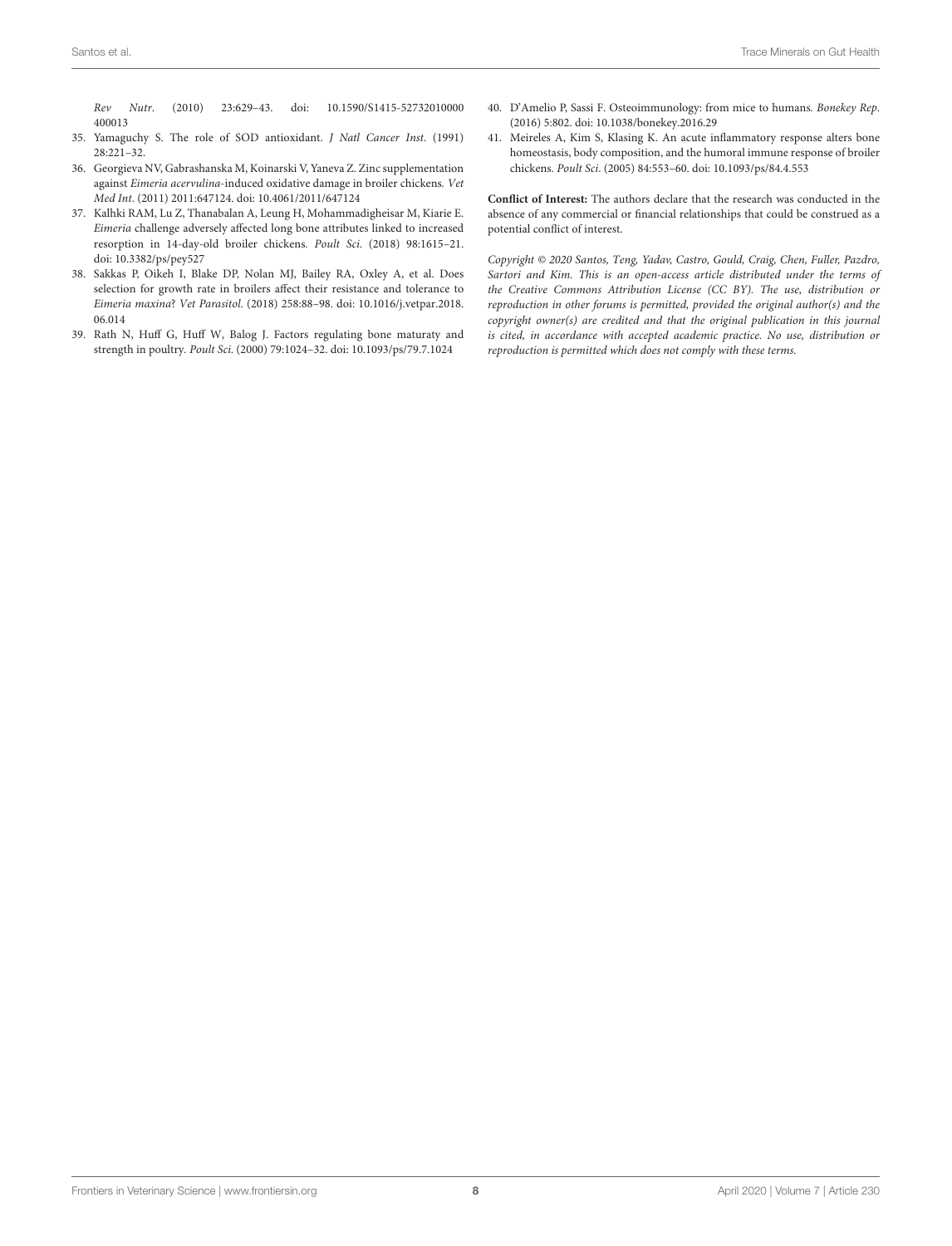*Rev Nutr*. (2010) 23:629–43. doi: 10.1590/S1415-52732010000400013

35. Yamaguchy S. The role of SOD antioxidant. *J Natl Cancer Inst*. (1991) 28:221–32.
36. Georgieva NV, Gabrashanska M, Koinarski V, Yaneva Z. Zinc supplementation against *Eimeria acervulina*-induced oxidative damage in broiler chickens. *Vet Med Int*. (2011) 2011:647124. doi: 10.4061/2011/647124
37. Kalhki RAM, Lu Z, Thanabalan A, Leung H, Mohammadigheisar M, Kiarie E. *Eimeria* challenge adversely affected long bone attributes linked to increased resorption in 14-day-old broiler chickens. *Poult Sci*. (2018) 98:1615–21. doi: 10.3382/ps/pey527
38. Sakkas P, Oikeh I, Blake DP, Nolan MJ, Bailey RA, Oxley A, et al. Does selection for growth rate in broilers affect their resistance and tolerance to *Eimeria maxina*? *Vet Parasitol*. (2018) 258:88–98. doi: 10.1016/j.vetpar.2018.06.014
39. Rath N, Huff G, Huff W, Balog J. Factors regulating bone maturaty and strength in poultry. *Poult Sci*. (2000) 79:1024–32. doi: 10.1093/ps/79.7.1024
40. D'Amelio P, Sassi F. Osteoimmunology: from mice to humans. *Bonekey Rep*. (2016) 5:802. doi: 10.1038/bonekey.2016.29
41. Meireles A, Kim S, Klasing K. An acute inflammatory response alters bone homeostasis, body composition, and the humoral immune response of broiler chickens. *Poult Sci*. (2005) 84:553–60. doi: 10.1093/ps/84.4.553

**Conflict of Interest:** The authors declare that the research was conducted in the absence of any commercial or financial relationships that could be construed as a potential conflict of interest.

*Copyright © 2020 Santos, Teng, Yadav, Castro, Gould, Craig, Chen, Fuller, Pazdro, Sartori and Kim. This is an open-access article distributed under the terms of the Creative Commons Attribution License (CC BY). The use, distribution or reproduction in other forums is permitted, provided the original author(s) and the copyright owner(s) are credited and that the original publication in this journal is cited, in accordance with accepted academic practice. No use, distribution or reproduction is permitted which does not comply with these terms.*